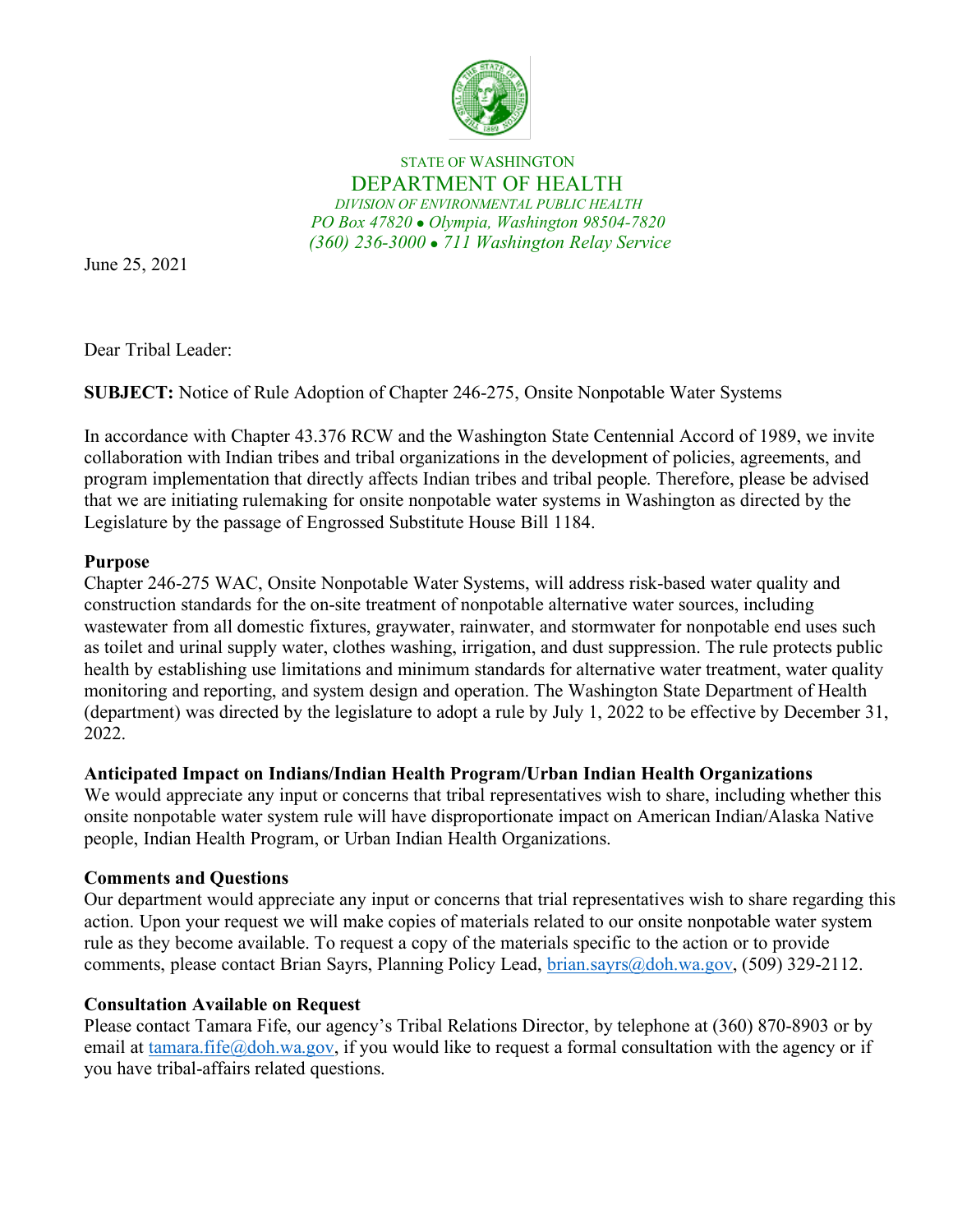STATE OF WASHINGTON

DEPARTMENT OF HEALTH

*DIVISION OF ENVIRONMENTAL PUBLIC HEALTH*

*PO Box 47820 • Olympia, Washington 98504-7820*

*(360) 236-3000 • 711 Washington Relay Service*

June 25, 2021

Dear Tribal Leader:

**SUBJECT:** Notice of Rule Adoption of Chapter 246-275, Onsite Nonpotable Water Systems

In accordance with Chapter 43.376 RCW and the Washington State Centennial Accord of 1989, we invite collaboration with Indian tribes and tribal organizations in the development of policies, agreements, and program implementation that directly affects Indian tribes and tribal people. Therefore, please be advised that we are initiating rulemaking for onsite nonpotable water systems in Washington as directed by the Legislature by the passage of Engrossed Substitute House Bill 1184.

**Purpose**

Chapter 246-275 WAC, Onsite Nonpotable Water Systems, will address risk-based water quality and construction standards for the on-site treatment of nonpotable alternative water sources, including wastewater from all domestic fixtures, graywater, rainwater, and stormwater for nonpotable end uses such as toilet and urinal supply water, clothes washing, irrigation, and dust suppression. The rule protects public health by establishing use limitations and minimum standards for alternative water treatment, water quality monitoring and reporting, and system design and operation. The Washington State Department of Health (department) was directed by the legislature to adopt a rule by July 1, 2022 to be effective by December 31, 2022.

**Anticipated Impact on Indians/Indian Health Program/Urban Indian Health Organizations**

We would appreciate any input or concerns that tribal representatives wish to share, including whether this onsite nonpotable water system rule will have disproportionate impact on American Indian/Alaska Native people, Indian Health Program, or Urban Indian Health Organizations.

**Comments and Questions**

Our department would appreciate any input or concerns that trial representatives wish to share regarding this action. Upon your request we will make copies of materials related to our onsite nonpotable water system rule as they become available. To request a copy of the materials specific to the action or to provide comments, please contact Brian Sayrs, Planning Policy Lead, brian.sayrs@doh.wa.gov, (509) 329-2112.

**Consultation Available on Request**

Please contact Tamara Fife, our agency's Tribal Relations Director, by telephone at (360) 870-8903 or by email at tamara.fife@doh.wa.gov, if you would like to request a formal consultation with the agency or if you have tribal-affairs related questions.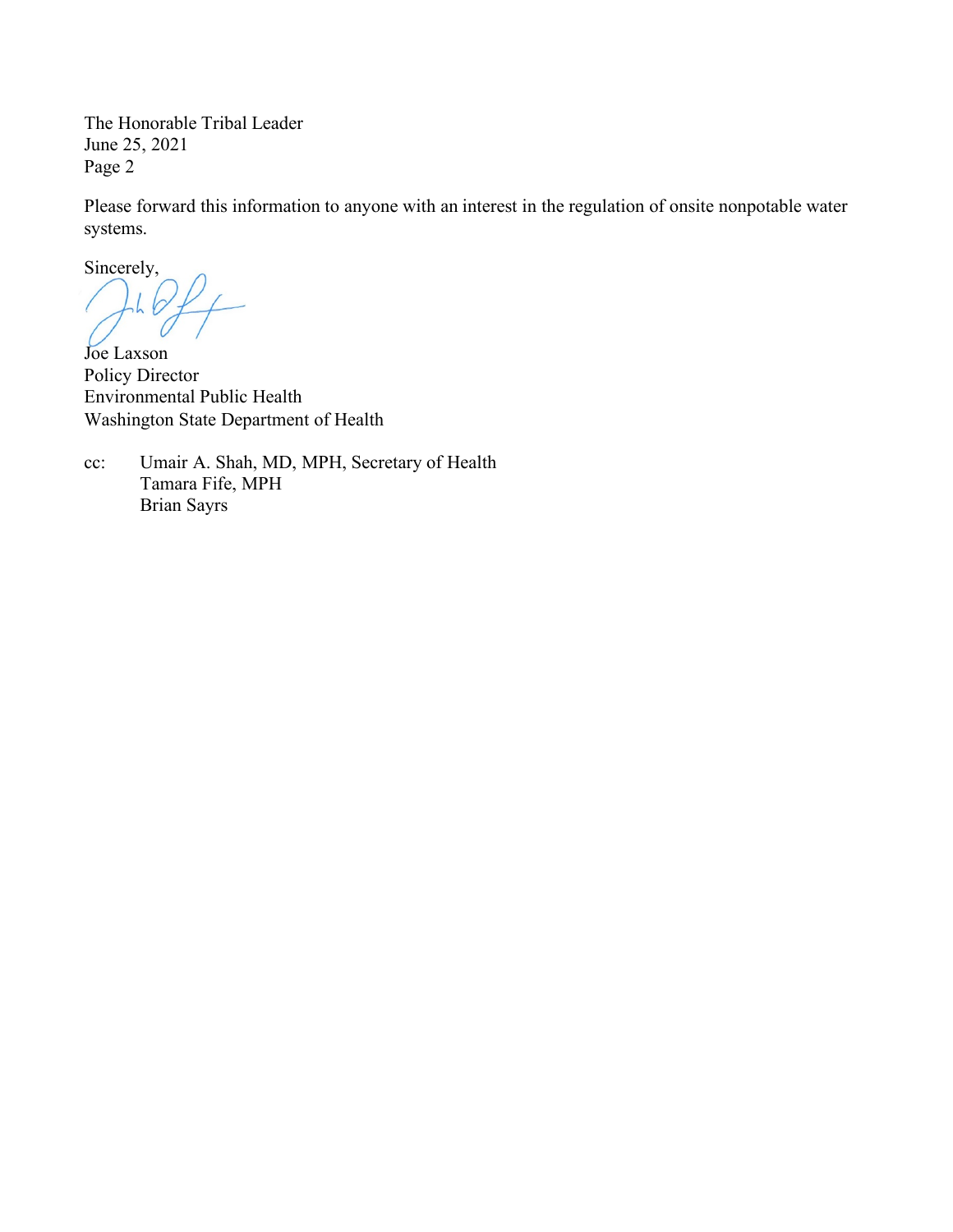Please forward this information to anyone with an interest in the regulation of onsite nonpotable water systems.

Sincerely,

Joe Laxson
Policy Director
Environmental Public Health
Washington State Department of Health

cc: Umair A. Shah, MD, MPH, Secretary of Health
Tamara Fife, MPH
Brian Sayrs